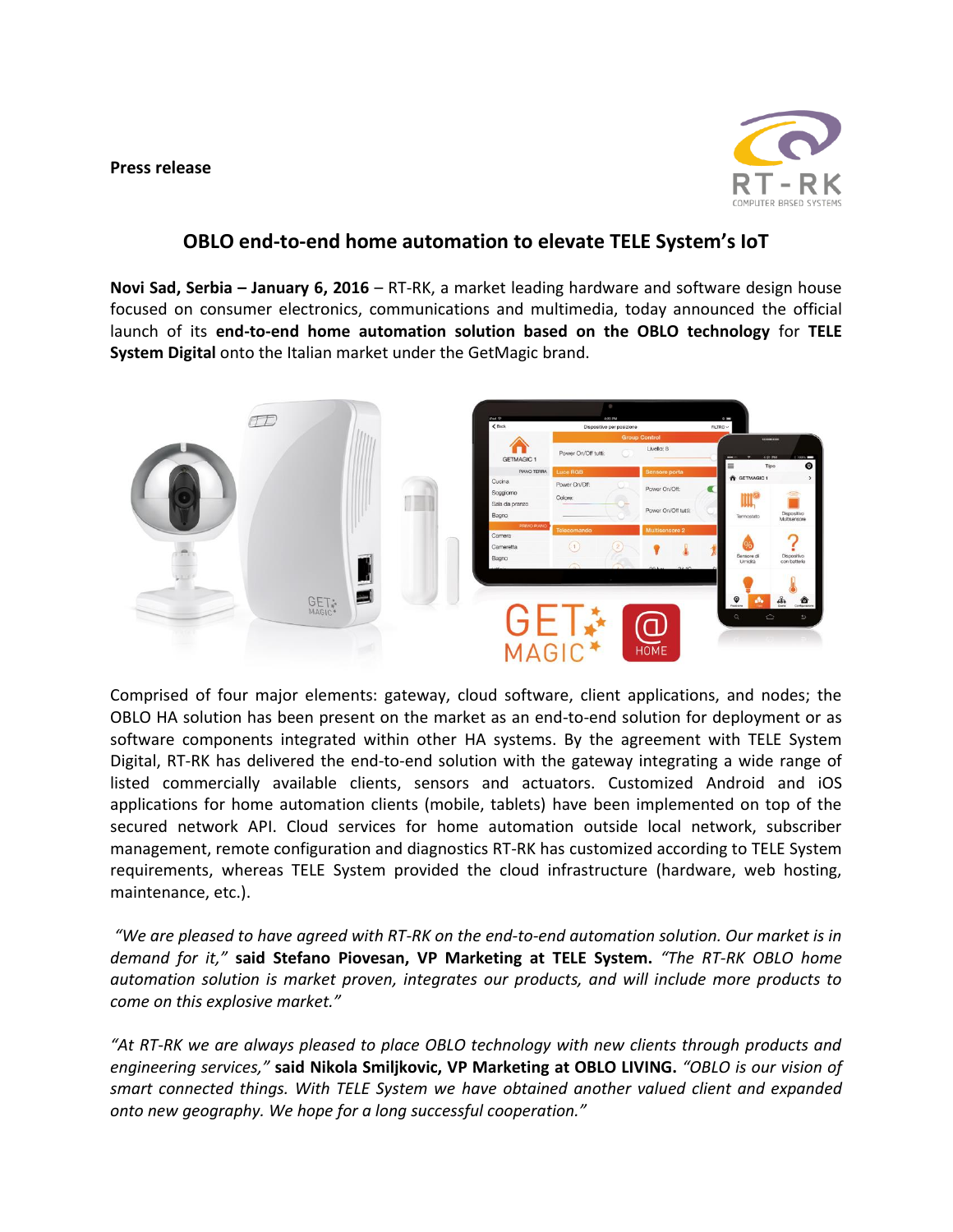**Press release**

## OBLO end-to-end home automation to elevate TELE System's IoT

**Novi Sad, Serbia – January 6, 2016** – RT-RK, a market leading hardware and software design house focused on consumer electronics, communications and multimedia, today announced the official launch of its **end-to-end home automation solution based on the OBLO technology** for **TELE System Digital** onto the Italian market under the GetMagic brand.

Comprised of four major elements: gateway, cloud software, client applications, and nodes; the OBLO HA solution has been present on the market as an end-to-end solution for deployment or as software components integrated within other HA systems. By the agreement with TELE System Digital, RT-RK has delivered the end-to-end solution with the gateway integrating a wide range of listed commercially available clients, sensors and actuators. Customized Android and iOS applications for home automation clients (mobile, tablets) have been implemented on top of the secured network API. Cloud services for home automation outside local network, subscriber management, remote configuration and diagnostics RT-RK has customized according to TELE System requirements, whereas TELE System provided the cloud infrastructure (hardware, web hosting, maintenance, etc.).

*"We are pleased to have agreed with RT-RK on the end-to-end automation solution. Our market is in demand for it,"* **said Stefano Piovesan, VP Marketing at TELE System.** *"The RT-RK OBLO home automation solution is market proven, integrates our products, and will include more products to come on this explosive market."*

*"At RT-RK we are always pleased to place OBLO technology with new clients through products and engineering services,"* **said Nikola Smiljkovic, VP Marketing at OBLO LIVING.** *"OBLO is our vision of smart connected things. With TELE System we have obtained another valued client and expanded onto new geography. We hope for a long successful cooperation."*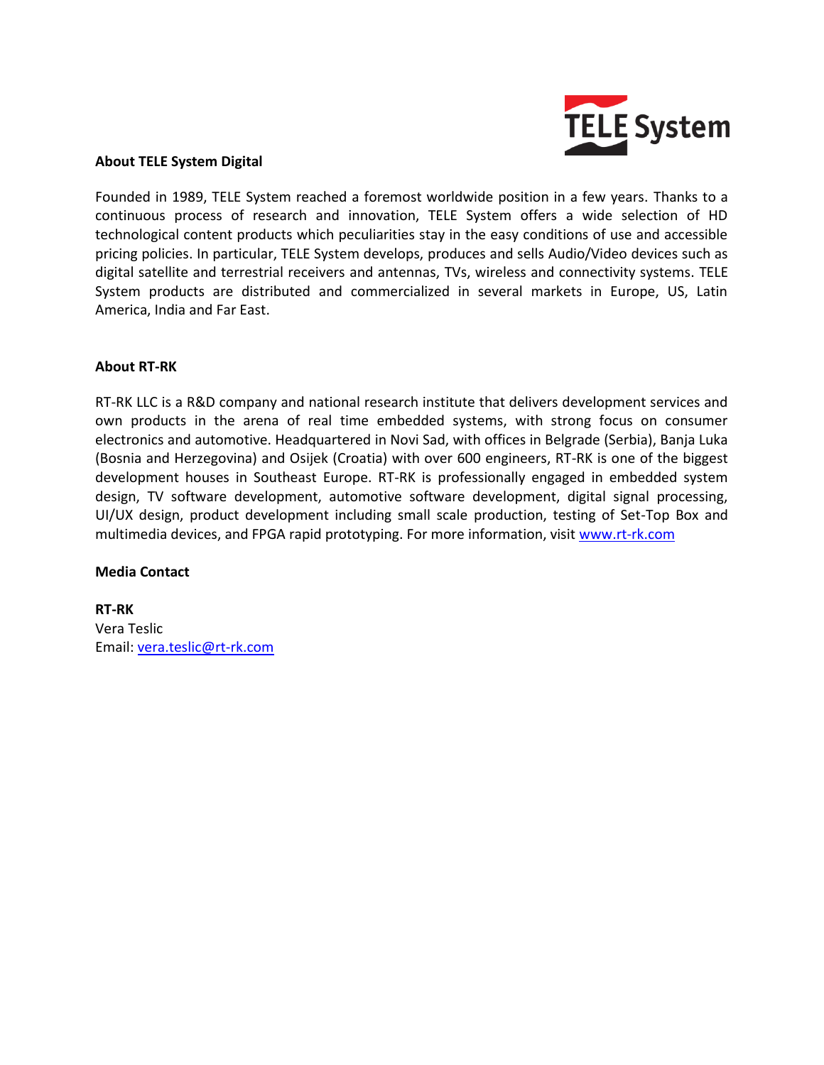**About TELE System Digital**

Founded in 1989, TELE System reached a foremost worldwide position in a few years. Thanks to a continuous process of research and innovation, TELE System offers a wide selection of HD technological content products which peculiarities stay in the easy conditions of use and accessible pricing policies. In particular, TELE System develops, produces and sells Audio/Video devices such as digital satellite and terrestrial receivers and antennas, TVs, wireless and connectivity systems. TELE System products are distributed and commercialized in several markets in Europe, US, Latin America, India and Far East.

**About RT-RK**

RT-RK LLC is a R&D company and national research institute that delivers development services and own products in the arena of real time embedded systems, with strong focus on consumer electronics and automotive. Headquartered in Novi Sad, with offices in Belgrade (Serbia), Banja Luka (Bosnia and Herzegovina) and Osijek (Croatia) with over 600 engineers, RT-RK is one of the biggest development houses in Southeast Europe. RT-RK is professionally engaged in embedded system design, TV software development, automotive software development, digital signal processing, UI/UX design, product development including small scale production, testing of Set-Top Box and multimedia devices, and FPGA rapid prototyping. For more information, visit www.rt-rk.com

**Media Contact**

**RT-RK**
Vera Teslic
Email: vera.teslic@rt-rk.com